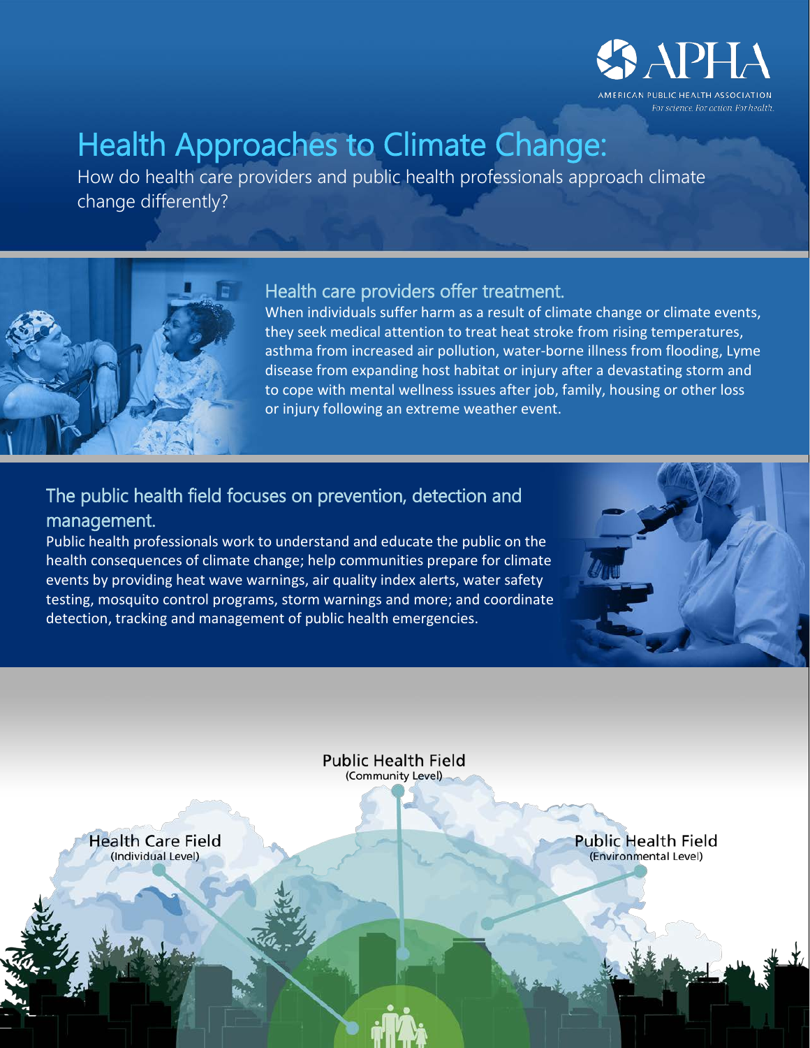APHA
AMERICAN PUBLIC HEALTH ASSOCIATION
*For science. For action. For health.*

# Health Approaches to Climate Change:

How do health care providers and public health professionals approach climate change differently?

## Health care providers offer treatment.

When individuals suffer harm as a result of climate change or climate events, they seek medical attention to treat heat stroke from rising temperatures, asthma from increased air pollution, water-borne illness from flooding, Lyme disease from expanding host habitat or injury after a devastating storm and to cope with mental wellness issues after job, family, housing or other loss or injury following an extreme weather event.

## The public health field focuses on prevention, detection and management.

Public health professionals work to understand and educate the public on the health consequences of climate change; help communities prepare for climate events by providing heat wave warnings, air quality index alerts, water safety testing, mosquito control programs, storm warnings and more; and coordinate detection, tracking and management of public health emergencies.

Public Health Field
(Community Level)

Health Care Field
(Individual Level)

Public Health Field
(Environmental Level)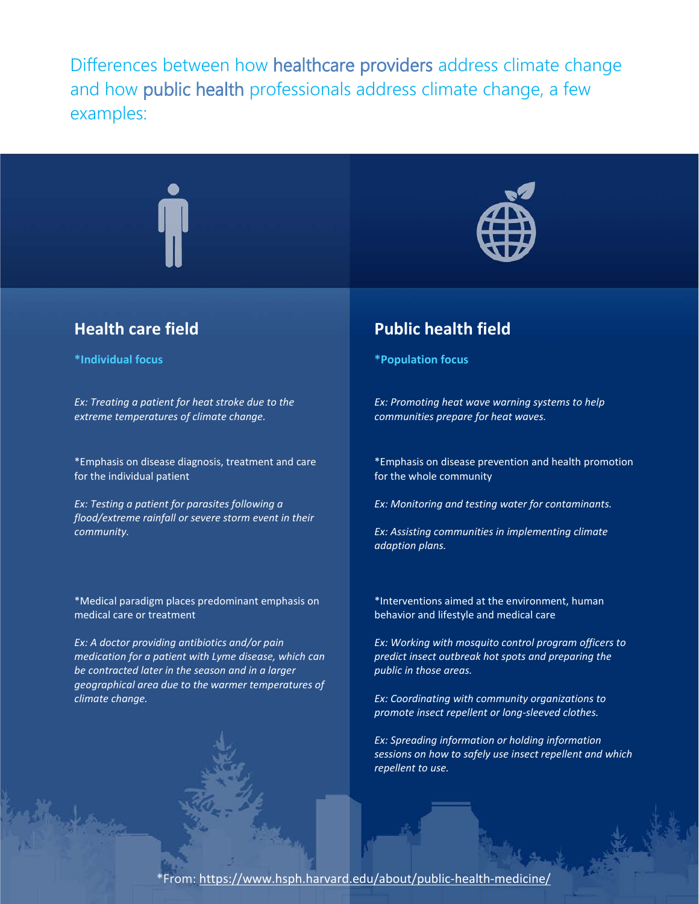Differences between how healthcare providers address climate change and how public health professionals address climate change, a few examples:

## Health care field

***Individual focus**

*Ex: Treating a patient for heat stroke due to the extreme temperatures of climate change.*

*Emphasis on disease diagnosis, treatment and care for the individual patient

*Ex: Testing a patient for parasites following a flood/extreme rainfall or severe storm event in their community.*

*Medical paradigm places predominant emphasis on medical care or treatment

*Ex: A doctor providing antibiotics and/or pain medication for a patient with Lyme disease, which can be contracted later in the season and in a larger geographical area due to the warmer temperatures of climate change.*

## Public health field

***Population focus**

*Ex: Promoting heat wave warning systems to help communities prepare for heat waves.*

*Emphasis on disease prevention and health promotion for the whole community

*Ex: Monitoring and testing water for contaminants.*

*Ex: Assisting communities in implementing climate adaption plans.*

*Interventions aimed at the environment, human behavior and lifestyle and medical care

*Ex: Working with mosquito control program officers to predict insect outbreak hot spots and preparing the public in those areas.*

*Ex: Coordinating with community organizations to promote insect repellent or long-sleeved clothes.*

*Ex: Spreading information or holding information sessions on how to safely use insect repellent and which repellent to use.*

*From: https://www.hsph.harvard.edu/about/public-health-medicine/